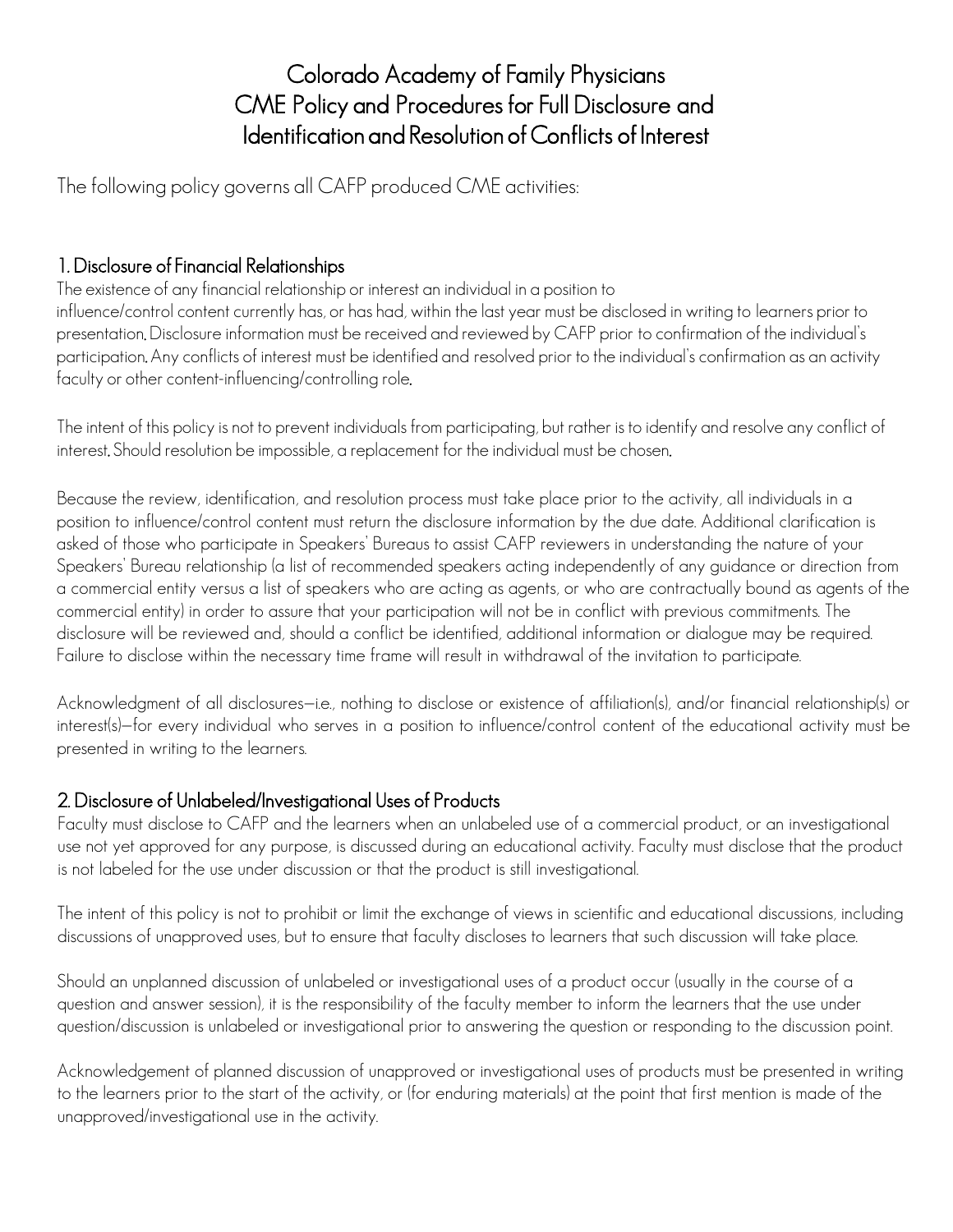# Colorado Academy of Family Physicians
# CME Policy and Procedures for Full Disclosure and Identification and Resolution of Conflicts of Interest

The following policy governs all CAFP produced CME activities:

## 1. Disclosure of Financial Relationships

The existence of any financial relationship or interest an individual in a position to influence/control content currently has, or has had, within the last year must be disclosed in writing to learners prior to presentation. Disclosure information must be received and reviewed by CAFP prior to confirmation of the individual's participation. Any conflicts of interest must be identified and resolved prior to the individual's confirmation as an activity faculty or other content-influencing/controlling role.

The intent of this policy is not to prevent individuals from participating, but rather is to identify and resolve any conflict of interest. Should resolution be impossible, a replacement for the individual must be chosen.

Because the review, identification, and resolution process must take place prior to the activity, all individuals in a position to influence/control content must return the disclosure information by the due date. Additional clarification is asked of those who participate in Speakers' Bureaus to assist CAFP reviewers in understanding the nature of your Speakers' Bureau relationship (a list of recommended speakers acting independently of any guidance or direction from a commercial entity versus a list of speakers who are acting as agents, or who are contractually bound as agents of the commercial entity) in order to assure that your participation will not be in conflict with previous commitments. The disclosure will be reviewed and, should a conflict be identified, additional information or dialogue may be required. Failure to disclose within the necessary time frame will result in withdrawal of the invitation to participate.

Acknowledgment of all disclosures—i.e., nothing to disclose or existence of affiliation(s), and/or financial relationship(s) or interest(s)—for every individual who serves in a position to influence/control content of the educational activity must be presented in writing to the learners.

## 2. Disclosure of Unlabeled/Investigational Uses of Products

Faculty must disclose to CAFP and the learners when an unlabeled use of a commercial product, or an investigational use not yet approved for any purpose, is discussed during an educational activity. Faculty must disclose that the product is not labeled for the use under discussion or that the product is still investigational.

The intent of this policy is not to prohibit or limit the exchange of views in scientific and educational discussions, including discussions of unapproved uses, but to ensure that faculty discloses to learners that such discussion will take place.

Should an unplanned discussion of unlabeled or investigational uses of a product occur (usually in the course of a question and answer session), it is the responsibility of the faculty member to inform the learners that the use under question/discussion is unlabeled or investigational prior to answering the question or responding to the discussion point.

Acknowledgement of planned discussion of unapproved or investigational uses of products must be presented in writing to the learners prior to the start of the activity, or (for enduring materials) at the point that first mention is made of the unapproved/investigational use in the activity.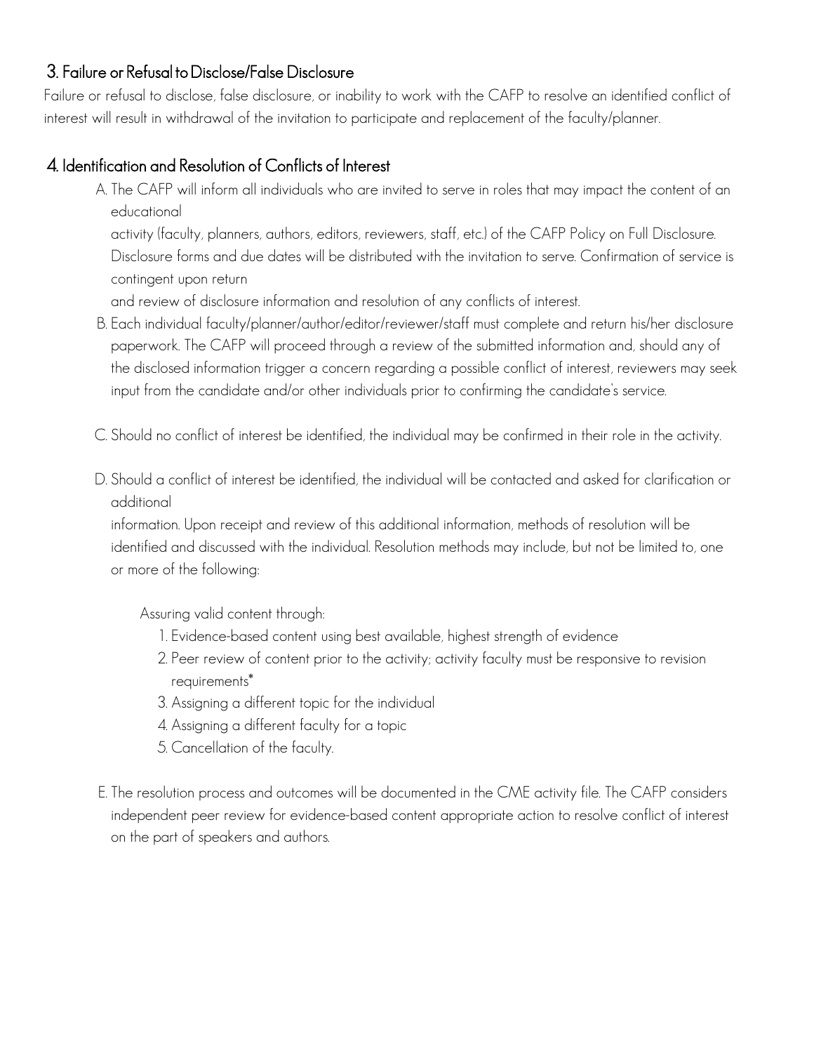## 3. Failure or Refusal to Disclose/False Disclosure

Failure or refusal to disclose, false disclosure, or inability to work with the CAFP to resolve an identified conflict of interest will result in withdrawal of the invitation to participate and replacement of the faculty/planner.

## 4. Identification and Resolution of Conflicts of Interest

A. The CAFP will inform all individuals who are invited to serve in roles that may impact the content of an educational activity (faculty, planners, authors, editors, reviewers, staff, etc.) of the CAFP Policy on Full Disclosure. Disclosure forms and due dates will be distributed with the invitation to serve. Confirmation of service is contingent upon return and review of disclosure information and resolution of any conflicts of interest.

B. Each individual faculty/planner/author/editor/reviewer/staff must complete and return his/her disclosure paperwork. The CAFP will proceed through a review of the submitted information and, should any of the disclosed information trigger a concern regarding a possible conflict of interest, reviewers may seek input from the candidate and/or other individuals prior to confirming the candidate's service.

C. Should no conflict of interest be identified, the individual may be confirmed in their role in the activity.

D. Should a conflict of interest be identified, the individual will be contacted and asked for clarification or additional information. Upon receipt and review of this additional information, methods of resolution will be identified and discussed with the individual. Resolution methods may include, but not be limited to, one or more of the following:

Assuring valid content through:

1. Evidence-based content using best available, highest strength of evidence
2. Peer review of content prior to the activity; activity faculty must be responsive to revision requirements*
3. Assigning a different topic for the individual
4. Assigning a different faculty for a topic
5. Cancellation of the faculty.

E. The resolution process and outcomes will be documented in the CME activity file. The CAFP considers independent peer review for evidence-based content appropriate action to resolve conflict of interest on the part of speakers and authors.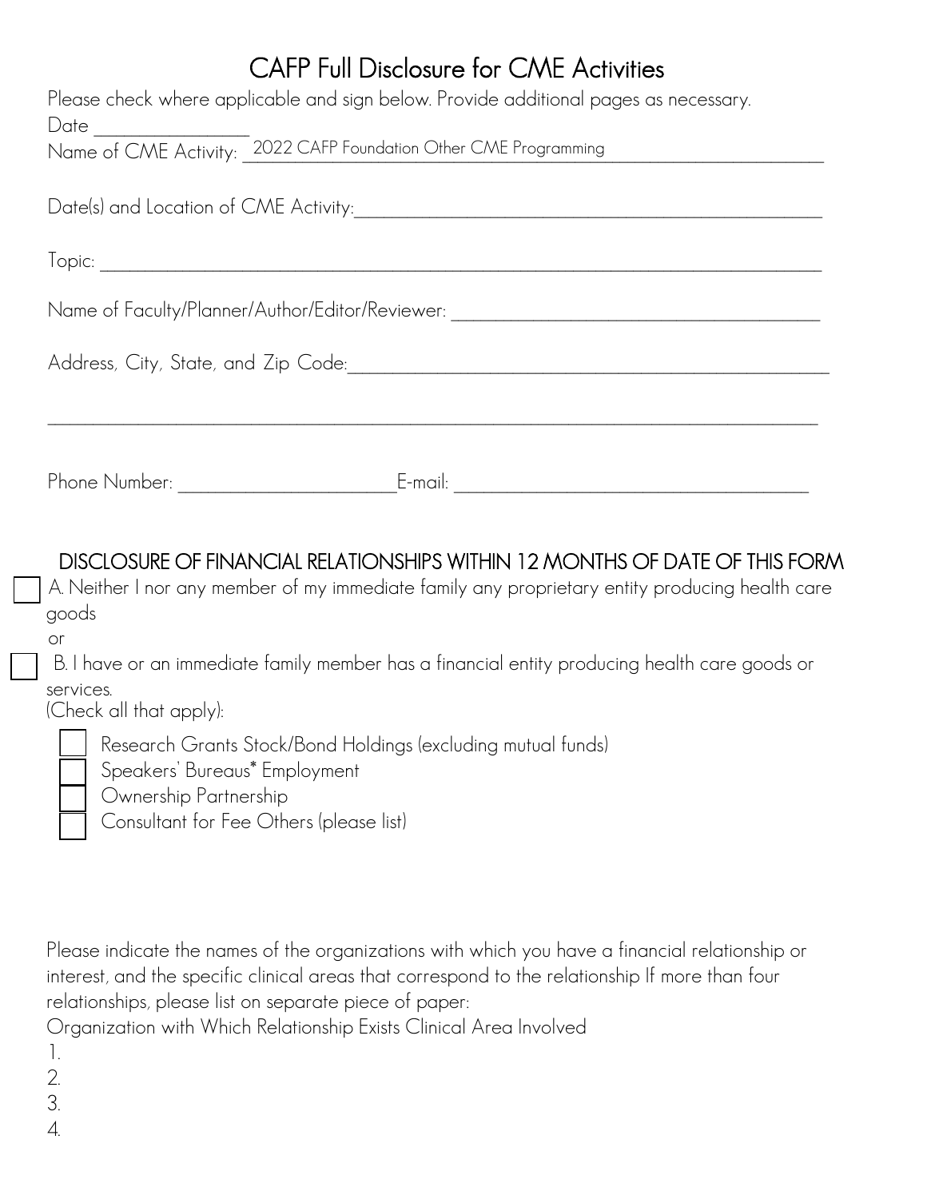# CAFP Full Disclosure for CME Activities

Please check where applicable and sign below. Provide additional pages as necessary.

Date ________________

Name of CME Activity: 2022 CAFP Foundation Other CME Programming

Date(s) and Location of CME Activity: ________________

Topic: ________________

Name of Faculty/Planner/Author/Editor/Reviewer: ________________

Address, City, State, and Zip Code: ________________

________________

Phone Number: ________________ E-mail: ________________

## DISCLOSURE OF FINANCIAL RELATIONSHIPS WITHIN 12 MONTHS OF DATE OF THIS FORM

☐ A. Neither I nor any member of my immediate family any proprietary entity producing health care goods

or

☐ B. I have or an immediate family member has a financial entity producing health care goods or services.

(Check all that apply):

- ☐ Research Grants Stock/Bond Holdings (excluding mutual funds)
- ☐ Speakers' Bureaus* Employment
- ☐ Ownership Partnership
- ☐ Consultant for Fee Others (please list)

Please indicate the names of the organizations with which you have a financial relationship or interest, and the specific clinical areas that correspond to the relationship If more than four relationships, please list on separate piece of paper:

Organization with Which Relationship Exists Clinical Area Involved

1.
2.
3.
4.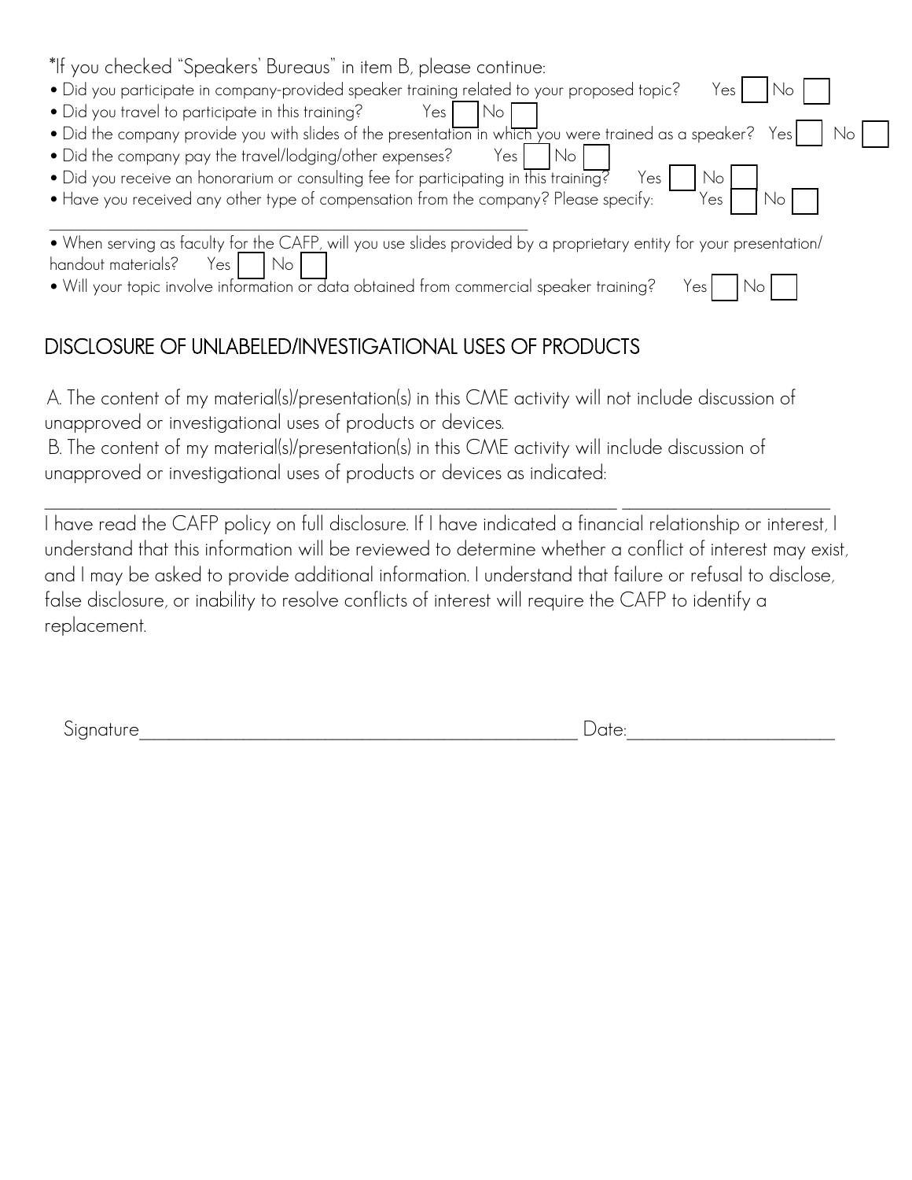*If you checked "Speakers' Bureaus" in item B, please continue:

- Did you participate in company-provided speaker training related to your proposed topic? Yes ☐ No ☐
- Did you travel to participate in this training? Yes ☐ No ☐
- Did the company provide you with slides of the presentation in which you were trained as a speaker? Yes ☐ No ☐
- Did the company pay the travel/lodging/other expenses? Yes ☐ No ☐
- Did you receive an honorarium or consulting fee for participating in this training? Yes ☐ No ☐
- Have you received any other type of compensation from the company? Please specify: Yes ☐ No ☐

\_\_\_\_\_\_\_\_\_\_\_\_\_\_\_\_\_\_\_\_\_\_\_\_\_\_\_\_\_\_\_\_\_\_\_\_\_\_\_\_\_\_\_\_\_\_\_\_\_\_\_\_

- When serving as faculty for the CAFP, will you use slides provided by a proprietary entity for your presentation/ handout materials? Yes ☐ No ☐
- Will your topic involve information or data obtained from commercial speaker training? Yes ☐ No ☐

## DISCLOSURE OF UNLABELED/INVESTIGATIONAL USES OF PRODUCTS

A. The content of my material(s)/presentation(s) in this CME activity will not include discussion of unapproved or investigational uses of products or devices.

B. The content of my material(s)/presentation(s) in this CME activity will include discussion of unapproved or investigational uses of products or devices as indicated:

\_\_\_\_\_\_\_\_\_\_\_\_\_\_\_\_\_\_\_\_\_\_\_\_\_\_\_\_\_\_\_\_\_\_\_\_\_\_\_\_\_\_\_\_\_\_\_\_\_\_\_\_\_\_\_\_\_\_\_\_\_\_\_\_\_\_\_\_\_\_\_\_\_\_\_\_\_\_\_\_\_\_

I have read the CAFP policy on full disclosure. If I have indicated a financial relationship or interest, I understand that this information will be reviewed to determine whether a conflict of interest may exist, and I may be asked to provide additional information. I understand that failure or refusal to disclose, false disclosure, or inability to resolve conflicts of interest will require the CAFP to identify a replacement.

Signature\_\_\_\_\_\_\_\_\_\_\_\_\_\_\_\_\_\_\_\_\_\_\_\_\_\_\_\_\_\_\_\_\_\_\_\_\_\_\_\_\_\_\_\_\_\_ Date:\_\_\_\_\_\_\_\_\_\_\_\_\_\_\_\_\_\_\_\_\_\_